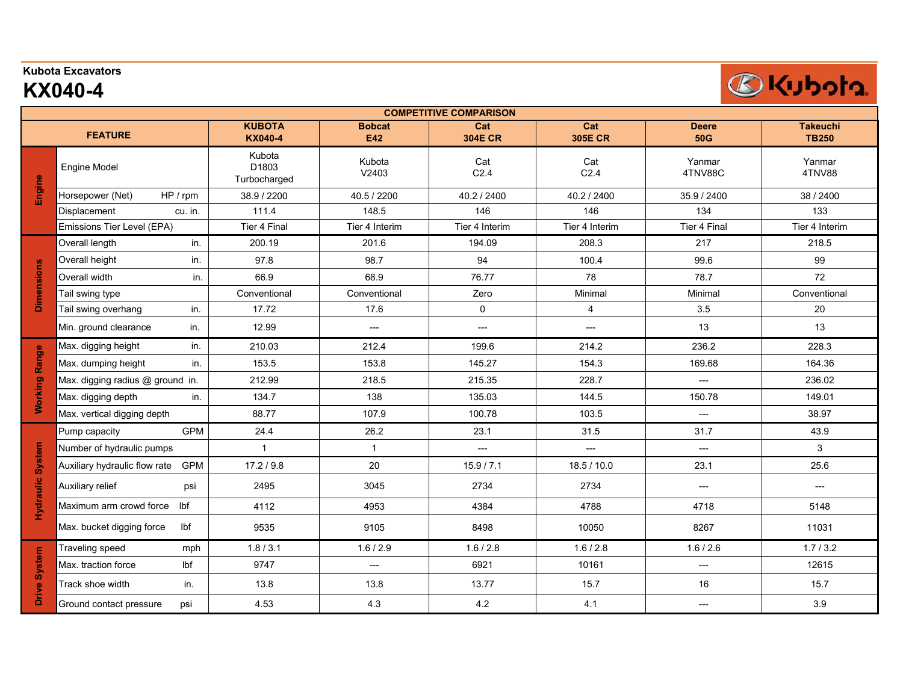Kubota Excavators

# KX040-4

| COMPETITIVE COMPARISON | | | | | | | | |
|---|---|---|---|---|---|---|---|---|
| FEATURE | | | KUBOTA KX040-4 | Bobcat E42 | Cat 304E CR | Cat 305E CR | Deere 50G | Takeuchi TB250 |
| Engine | Engine Model | | Kubota D1803 Turbocharged | Kubota V2403 | Cat C2.4 | Cat C2.4 | Yanmar 4TNV88C | Yanmar 4TNV88 |
| | Horsepower (Net) | HP / rpm | 38.9 / 2200 | 40.5 / 2200 | 40.2 / 2400 | 40.2 / 2400 | 35.9 / 2400 | 38 / 2400 |
| | Displacement | cu. in. | 111.4 | 148.5 | 146 | 146 | 134 | 133 |
| | Emissions Tier Level (EPA) | | Tier 4 Final | Tier 4 Interim | Tier 4 Interim | Tier 4 Interim | Tier 4 Final | Tier 4 Interim |
| Dimensions | Overall length | in. | 200.19 | 201.6 | 194.09 | 208.3 | 217 | 218.5 |
| | Overall height | in. | 97.8 | 98.7 | 94 | 100.4 | 99.6 | 99 |
| | Overall width | in. | 66.9 | 68.9 | 76.77 | 78 | 78.7 | 72 |
| | Tail swing type | | Conventional | Conventional | Zero | Minimal | Minimal | Conventional |
| | Tail swing overhang | in. | 17.72 | 17.6 | 0 | 4 | 3.5 | 20 |
| | Min. ground clearance | in. | 12.99 | --- | --- | --- | 13 | 13 |
| Working Range | Max. digging height | in. | 210.03 | 212.4 | 199.6 | 214.2 | 236.2 | 228.3 |
| | Max. dumping height | in. | 153.5 | 153.8 | 145.27 | 154.3 | 169.68 | 164.36 |
| | Max. digging radius @ ground | in. | 212.99 | 218.5 | 215.35 | 228.7 | --- | 236.02 |
| | Max. digging depth | in. | 134.7 | 138 | 135.03 | 144.5 | 150.78 | 149.01 |
| | Max. vertical digging depth | | 88.77 | 107.9 | 100.78 | 103.5 | --- | 38.97 |
| Hydraulic System | Pump capacity | GPM | 24.4 | 26.2 | 23.1 | 31.5 | 31.7 | 43.9 |
| | Number of hydraulic pumps | | 1 | 1 | --- | --- | --- | 3 |
| | Auxiliary hydraulic flow rate | GPM | 17.2 / 9.8 | 20 | 15.9 / 7.1 | 18.5 / 10.0 | 23.1 | 25.6 |
| | Auxiliary relief | psi | 2495 | 3045 | 2734 | 2734 | --- | --- |
| | Maximum arm crowd force | lbf | 4112 | 4953 | 4384 | 4788 | 4718 | 5148 |
| | Max. bucket digging force | lbf | 9535 | 9105 | 8498 | 10050 | 8267 | 11031 |
| Drive System | Traveling speed | mph | 1.8 / 3.1 | 1.6 / 2.9 | 1.6 / 2.8 | 1.6 / 2.8 | 1.6 / 2.6 | 1.7 / 3.2 |
| | Max. traction force | lbf | 9747 | --- | 6921 | 10161 | --- | 12615 |
| | Track shoe width | in. | 13.8 | 13.8 | 13.77 | 15.7 | 16 | 15.7 |
| | Ground contact pressure | psi | 4.53 | 4.3 | 4.2 | 4.1 | --- | 3.9 |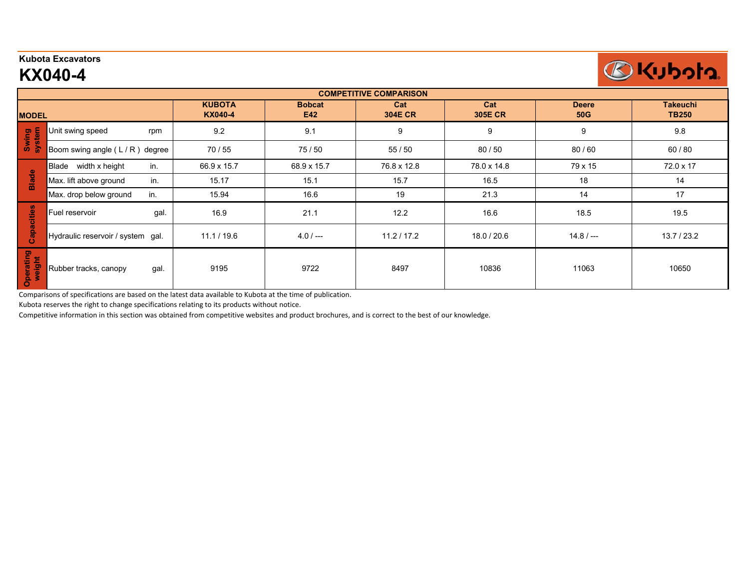Kubota Excavators

# KX040-4

| COMPETITIVE COMPARISON | | | | | | | | |
|---|---|---|---|---|---|---|---|---|
| MODEL | | | KUBOTA KX040-4 | Bobcat E42 | Cat 304E CR | Cat 305E CR | Deere 50G | Takeuchi TB250 |
| Swing system | Unit swing speed | rpm | 9.2 | 9.1 | 9 | 9 | 9 | 9.8 |
| | Boom swing angle ( L / R ) | degree | 70 / 55 | 75 / 50 | 55 / 50 | 80 / 50 | 80 / 60 | 60 / 80 |
| Blade | Blade width x height | in. | 66.9 x 15.7 | 68.9 x 15.7 | 76.8 x 12.8 | 78.0 x 14.8 | 79 x 15 | 72.0 x 17 |
| | Max. lift above ground | in. | 15.17 | 15.1 | 15.7 | 16.5 | 18 | 14 |
| | Max. drop below ground | in. | 15.94 | 16.6 | 19 | 21.3 | 14 | 17 |
| Capacities | Fuel reservoir | gal. | 16.9 | 21.1 | 12.2 | 16.6 | 18.5 | 19.5 |
| | Hydraulic reservoir / system | gal. | 11.1 / 19.6 | 4.0 / --- | 11.2 / 17.2 | 18.0 / 20.6 | 14.8 / --- | 13.7 / 23.2 |
| Operating weight | Rubber tracks, canopy | gal. | 9195 | 9722 | 8497 | 10836 | 11063 | 10650 |

Comparisons of specifications are based on the latest data available to Kubota at the time of publication.

Kubota reserves the right to change specifications relating to its products without notice.

Competitive information in this section was obtained from competitive websites and product brochures, and is correct to the best of our knowledge.